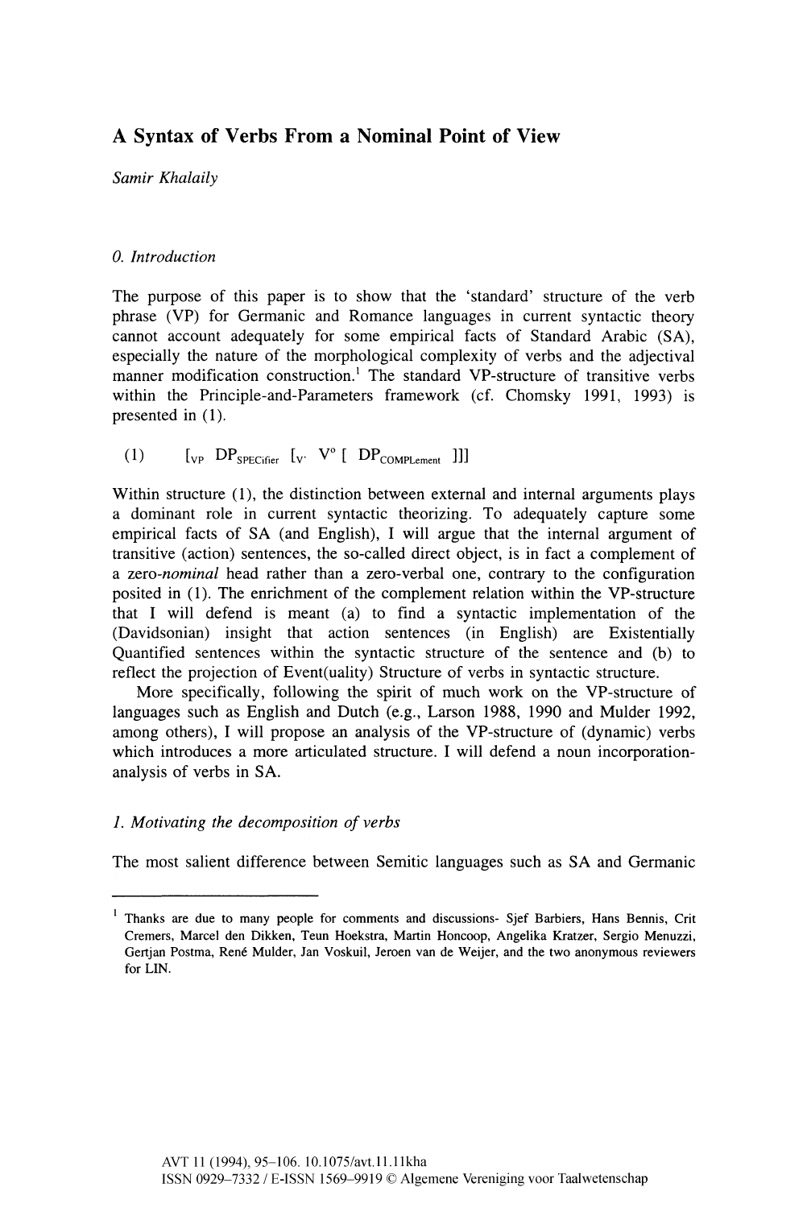# A Syntax of Verbs From a Nominal Point of View

*Samir Khalaily*

## *0. Introduction*

The purpose of this paper is to show that the 'standard' structure of the verb phrase (VP) for Germanic and Romance languages in current syntactic theory cannot account adequately for some empirical facts of Standard Arabic (SA), especially the nature of the morphological complexity of verbs and the adjectival manner modification construction.[1] The standard VP-structure of transitive verbs within the Principle-and-Parameters framework (cf. Chomsky 1991, 1993) is presented in (1).

(1) $[_{VP}\ DP_{SPECifier}\ [_{V'}\ V^{o}\ [\ DP_{COMPLement}\ ]]]$

Within structure (1), the distinction between external and internal arguments plays a dominant role in current syntactic theorizing. To adequately capture some empirical facts of SA (and English), I will argue that the internal argument of transitive (action) sentences, the so-called direct object, is in fact a complement of a zero-*nominal* head rather than a zero-verbal one, contrary to the configuration posited in (1). The enrichment of the complement relation within the VP-structure that I will defend is meant (a) to find a syntactic implementation of the (Davidsonian) insight that action sentences (in English) are Existentially Quantified sentences within the syntactic structure of the sentence and (b) to reflect the projection of Event(uality) Structure of verbs in syntactic structure.

More specifically, following the spirit of much work on the VP-structure of languages such as English and Dutch (e.g., Larson 1988, 1990 and Mulder 1992, among others), I will propose an analysis of the VP-structure of (dynamic) verbs which introduces a more articulated structure. I will defend a noun incorporation-analysis of verbs in SA.

## *1. Motivating the decomposition of verbs*

The most salient difference between Semitic languages such as SA and Germanic

---

[1] Thanks are due to many people for comments and discussions- Sjef Barbiers, Hans Bennis, Crit Cremers, Marcel den Dikken, Teun Hoekstra, Martin Honcoop, Angelika Kratzer, Sergio Menuzzi, Gertjan Postma, René Mulder, Jan Voskuil, Jeroen van de Weijer, and the two anonymous reviewers for LIN.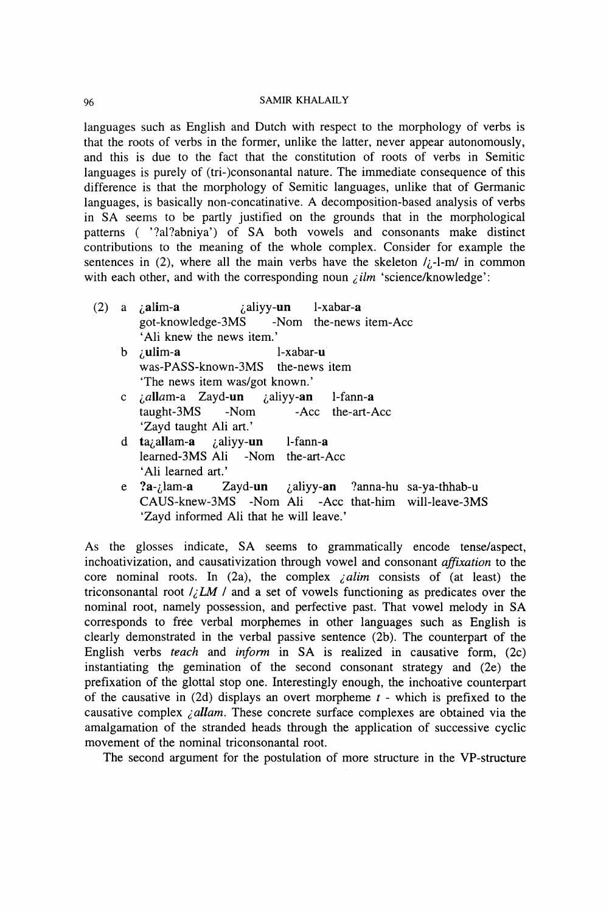languages such as English and Dutch with respect to the morphology of verbs is that the roots of verbs in the former, unlike the latter, never appear autonomously, and this is due to the fact that the constitution of roots of verbs in Semitic languages is purely of (tri-)consonantal nature. The immediate consequence of this difference is that the morphology of Semitic languages, unlike that of Germanic languages, is basically non-concatinative. A decomposition-based analysis of verbs in SA seems to be partly justified on the grounds that in the morphological patterns ( '?al?abniya') of SA both vowels and consonants make distinct contributions to the meaning of the whole complex. Consider for example the sentences in (2), where all the main verbs have the skeleton /¿-l-m/ in common with each other, and with the corresponding noun *¿ilm* 'science/knowledge':

(2) a **¿alim-a** ¿aliyy-**un** l-xabar-**a**
got-knowledge-3MS -Nom the-news item-Acc
'Ali knew the news item.'

b **¿ulim-a** l-xabar-**u**
was-PASS-known-3MS the-news item
'The news item was/got known.'

c ¿*all*am-a Zayd-**un** ¿aliyy-**an** l-fann-**a**
taught-3MS -Nom -Acc the-art-Acc
'Zayd taught Ali art.'

d **ta¿allam-a** ¿aliyy-**un** l-fann-**a**
learned-3MS Ali -Nom the-art-Acc
'Ali learned art.'

e **?a-¿lam-a** Zayd-**un** ¿aliyy-**an** ?anna-hu sa-ya-thhab-u
CAUS-knew-3MS -Nom Ali -Acc that-him will-leave-3MS
'Zayd informed Ali that he will leave.'

As the glosses indicate, SA seems to grammatically encode tense/aspect, inchoativization, and causativization through vowel and consonant *affixation* to the core nominal roots. In (2a), the complex *¿alim* consists of (at least) the triconsonantal root /*¿LM* / and a set of vowels functioning as predicates over the nominal root, namely possession, and perfective past. That vowel melody in SA corresponds to free verbal morphemes in other languages such as English is clearly demonstrated in the verbal passive sentence (2b). The counterpart of the English verbs *teach* and *inform* in SA is realized in causative form, (2c) instantiating the gemination of the second consonant strategy and (2e) the prefixation of the glottal stop one. Interestingly enough, the inchoative counterpart of the causative in (2d) displays an overt morpheme *t* - which is prefixed to the causative complex *¿allam*. These concrete surface complexes are obtained via the amalgamation of the stranded heads through the application of successive cyclic movement of the nominal triconsonantal root.

The second argument for the postulation of more structure in the VP-structure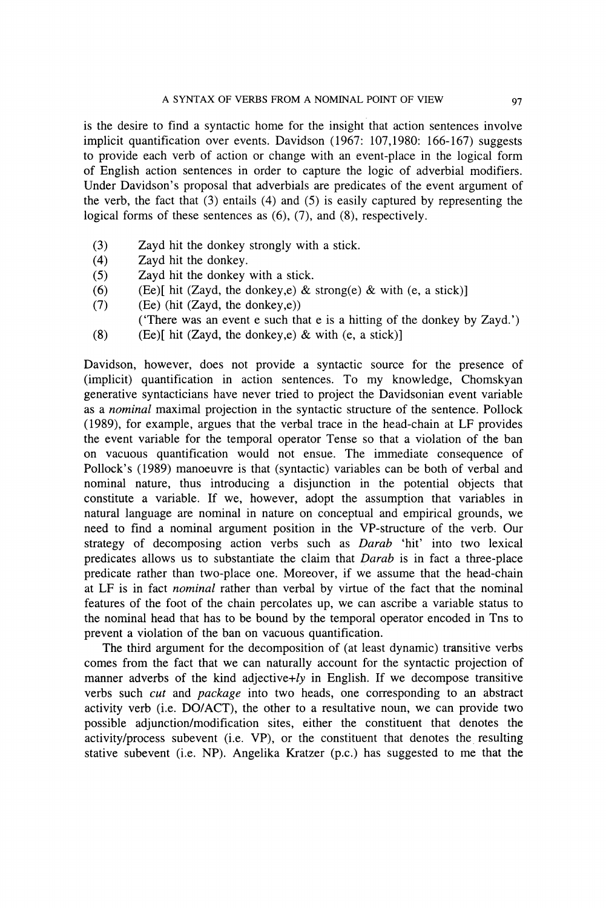is the desire to find a syntactic home for the insight that action sentences involve implicit quantification over events. Davidson (1967: 107,1980: 166-167) suggests to provide each verb of action or change with an event-place in the logical form of English action sentences in order to capture the logic of adverbial modifiers. Under Davidson's proposal that adverbials are predicates of the event argument of the verb, the fact that (3) entails (4) and (5) is easily captured by representing the logical forms of these sentences as (6), (7), and (8), respectively.

(3) Zayd hit the donkey strongly with a stick.
(4) Zayd hit the donkey.
(5) Zayd hit the donkey with a stick.
(6) (Ee)[ hit (Zayd, the donkey,e) & strong(e) & with (e, a stick)]
(7) (Ee) (hit (Zayd, the donkey,e))
('There was an event e such that e is a hitting of the donkey by Zayd.')
(8) (Ee)[ hit (Zayd, the donkey,e) & with (e, a stick)]

Davidson, however, does not provide a syntactic source for the presence of (implicit) quantification in action sentences. To my knowledge, Chomskyan generative syntacticians have never tried to project the Davidsonian event variable as a *nominal* maximal projection in the syntactic structure of the sentence. Pollock (1989), for example, argues that the verbal trace in the head-chain at LF provides the event variable for the temporal operator Tense so that a violation of the ban on vacuous quantification would not ensue. The immediate consequence of Pollock's (1989) manoeuvre is that (syntactic) variables can be both of verbal and nominal nature, thus introducing a disjunction in the potential objects that constitute a variable. If we, however, adopt the assumption that variables in natural language are nominal in nature on conceptual and empirical grounds, we need to find a nominal argument position in the VP-structure of the verb. Our strategy of decomposing action verbs such as *Darab* 'hit' into two lexical predicates allows us to substantiate the claim that *Darab* is in fact a three-place predicate rather than two-place one. Moreover, if we assume that the head-chain at LF is in fact *nominal* rather than verbal by virtue of the fact that the nominal features of the foot of the chain percolates up, we can ascribe a variable status to the nominal head that has to be bound by the temporal operator encoded in Tns to prevent a violation of the ban on vacuous quantification.

The third argument for the decomposition of (at least dynamic) transitive verbs comes from the fact that we can naturally account for the syntactic projection of manner adverbs of the kind adjective+*ly* in English. If we decompose transitive verbs such *cut* and *package* into two heads, one corresponding to an abstract activity verb (i.e. DO/ACT), the other to a resultative noun, we can provide two possible adjunction/modification sites, either the constituent that denotes the activity/process subevent (i.e. VP), or the constituent that denotes the resulting stative subevent (i.e. NP). Angelika Kratzer (p.c.) has suggested to me that the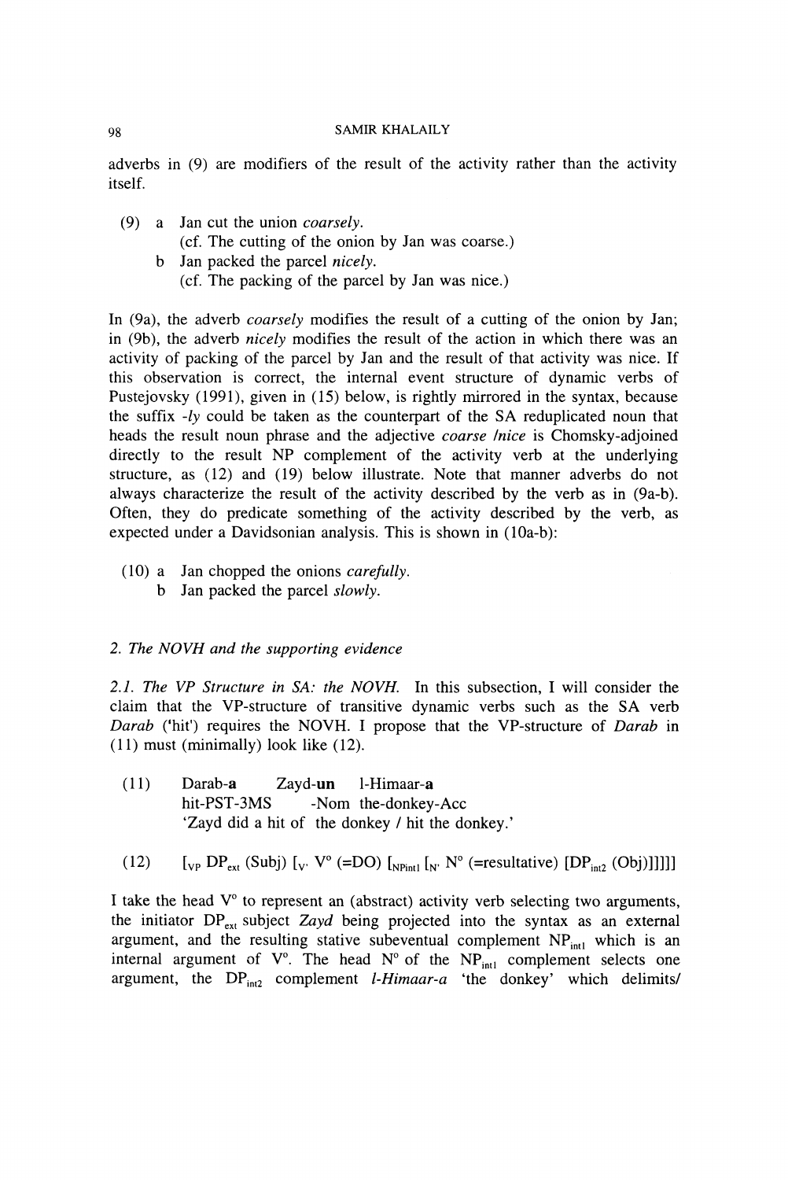adverbs in (9) are modifiers of the result of the activity rather than the activity itself.

(9) a Jan cut the union *coarsely*.
(cf. The cutting of the onion by Jan was coarse.)
b Jan packed the parcel *nicely*.
(cf. The packing of the parcel by Jan was nice.)

In (9a), the adverb *coarsely* modifies the result of a cutting of the onion by Jan; in (9b), the adverb *nicely* modifies the result of the action in which there was an activity of packing of the parcel by Jan and the result of that activity was nice. If this observation is correct, the internal event structure of dynamic verbs of Pustejovsky (1991), given in (15) below, is rightly mirrored in the syntax, because the suffix *-ly* could be taken as the counterpart of the SA reduplicated noun that heads the result noun phrase and the adjective *coarse /nice* is Chomsky-adjoined directly to the result NP complement of the activity verb at the underlying structure, as (12) and (19) below illustrate. Note that manner adverbs do not always characterize the result of the activity described by the verb as in (9a-b). Often, they do predicate something of the activity described by the verb, as expected under a Davidsonian analysis. This is shown in (10a-b):

(10) a Jan chopped the onions *carefully*.
b Jan packed the parcel *slowly*.

## *2. The NOVH and the supporting evidence*

*2.1. The VP Structure in SA: the NOVH.* In this subsection, I will consider the claim that the VP-structure of transitive dynamic verbs such as the SA verb *Darab* ('hit') requires the NOVH. I propose that the VP-structure of *Darab* in (11) must (minimally) look like (12).

(11) Darab-**a** Zayd-**un** l-Himaar-**a**
hit-PST-3MS -Nom the-donkey-Acc
'Zayd did a hit of the donkey / hit the donkey.'

(12) $[_{VP}$ $DP_{ext}$ (Subj) $[_{V'}$ $V^{o}$ (=DO) $[_{NPint1}$ $[_{N'}$ $N^{o}$ (=resultative) $[DP_{int2}$ (Obj)$]]]]]$

I take the head $V^{o}$ to represent an (abstract) activity verb selecting two arguments, the initiator $DP_{ext}$ subject *Zayd* being projected into the syntax as an external argument, and the resulting stative subeventual complement $NP_{int1}$ which is an internal argument of $V^{o}$. The head $N^{o}$ of the $NP_{int1}$ complement selects one argument, the $DP_{int2}$ complement *l-Himaar-a* 'the donkey' which delimits/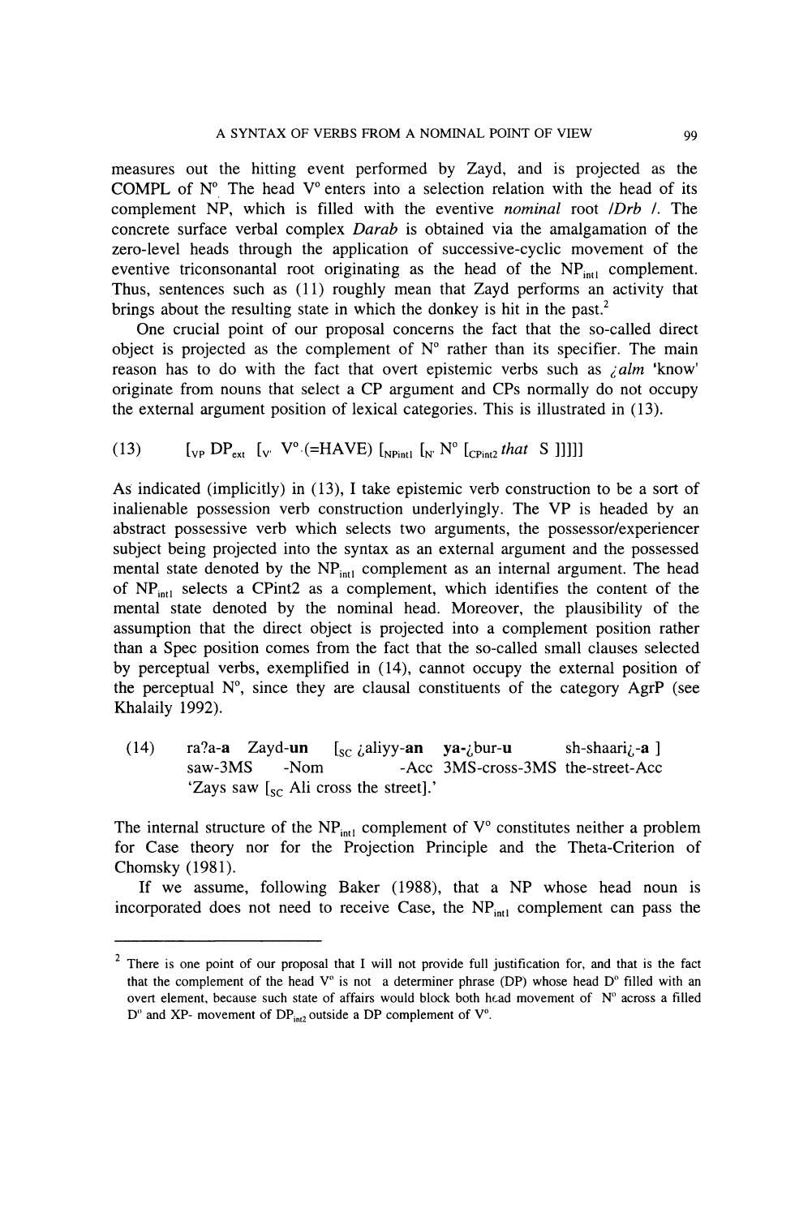measures out the hitting event performed by Zayd, and is projected as the COMPL of N°. The head V° enters into a selection relation with the head of its complement NP, which is filled with the eventive *nominal* root /*Drb* /. The concrete surface verbal complex *Darab* is obtained via the amalgamation of the zero-level heads through the application of successive-cyclic movement of the eventive triconsonantal root originating as the head of the $NP_{int1}$ complement. Thus, sentences such as (11) roughly mean that Zayd performs an activity that brings about the resulting state in which the donkey is hit in the past.[2]

One crucial point of our proposal concerns the fact that the so-called direct object is projected as the complement of N° rather than its specifier. The main reason has to do with the fact that overt epistemic verbs such as *¿alm* 'know' originate from nouns that select a CP argument and CPs normally do not occupy the external argument position of lexical categories. This is illustrated in (13).

(13) $[_{VP}$ $DP_{ext}$ $[_{V'}$ V°.(=HAVE) $[_{NPint1}$ $[_{N'}$ N° $[_{CPint2}$ *that* S ]]]]]

As indicated (implicitly) in (13), I take epistemic verb construction to be a sort of inalienable possession verb construction underlyingly. The VP is headed by an abstract possessive verb which selects two arguments, the possessor/experiencer subject being projected into the syntax as an external argument and the possessed mental state denoted by the $NP_{int1}$ complement as an internal argument. The head of $NP_{int1}$ selects a CPint2 as a complement, which identifies the content of the mental state denoted by the nominal head. Moreover, the plausibility of the assumption that the direct object is projected into a complement position rather than a Spec position comes from the fact that the so-called small clauses selected by perceptual verbs, exemplified in (14), cannot occupy the external position of the perceptual N°, since they are clausal constituents of the category AgrP (see Khalaily 1992).

(14) ra?a-**a** Zayd-**un** $[_{SC}$ ¿aliyy-**an** **ya-**¿bur-**u** sh-shaari¿-**a** ]
saw-3MS -Nom -Acc 3MS-cross-3MS the-street-Acc
'Zays saw $[_{SC}$ Ali cross the street].'

The internal structure of the $NP_{int1}$ complement of V° constitutes neither a problem for Case theory nor for the Projection Principle and the Theta-Criterion of Chomsky (1981).

If we assume, following Baker (1988), that a NP whose head noun is incorporated does not need to receive Case, the $NP_{int1}$ complement can pass the

---

[2] There is one point of our proposal that I will not provide full justification for, and that is the fact that the complement of the head V° is not a determiner phrase (DP) whose head D° filled with an overt element, because such state of affairs would block both head movement of N° across a filled D° and XP- movement of $DP_{int2}$ outside a DP complement of V°.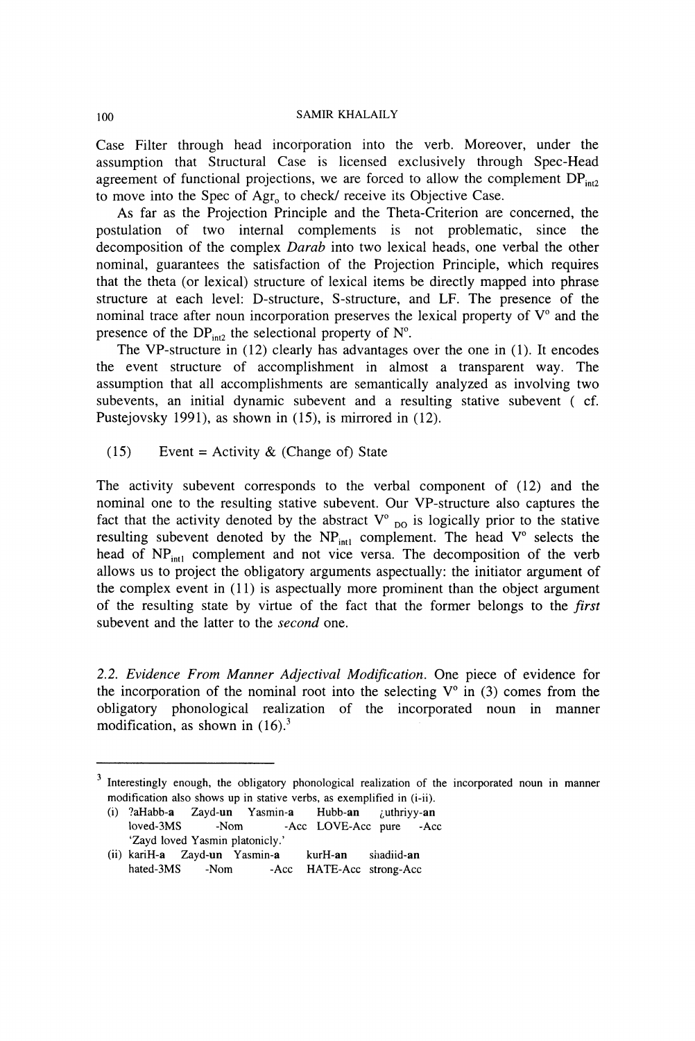Case Filter through head incorporation into the verb. Moreover, under the assumption that Structural Case is licensed exclusively through Spec-Head agreement of functional projections, we are forced to allow the complement $DP_{int2}$ to move into the Spec of $Agr_o$ to check/ receive its Objective Case.

As far as the Projection Principle and the Theta-Criterion are concerned, the postulation of two internal complements is not problematic, since the decomposition of the complex *Darab* into two lexical heads, one verbal the other nominal, guarantees the satisfaction of the Projection Principle, which requires that the theta (or lexical) structure of lexical items be directly mapped into phrase structure at each level: D-structure, S-structure, and LF. The presence of the nominal trace after noun incorporation preserves the lexical property of $V^o$ and the presence of the $DP_{int2}$ the selectional property of $N^o$.

The VP-structure in (12) clearly has advantages over the one in (1). It encodes the event structure of accomplishment in almost a transparent way. The assumption that all accomplishments are semantically analyzed as involving two subevents, an initial dynamic subevent and a resulting stative subevent ( cf. Pustejovsky 1991), as shown in (15), is mirrored in (12).

(15) Event = Activity & (Change of) State

The activity subevent corresponds to the verbal component of (12) and the nominal one to the resulting stative subevent. Our VP-structure also captures the fact that the activity denoted by the abstract $V^o{}_{DO}$ is logically prior to the stative resulting subevent denoted by the $NP_{int1}$ complement. The head $V^o$ selects the head of $NP_{int1}$ complement and not vice versa. The decomposition of the verb allows us to project the obligatory arguments aspectually: the initiator argument of the complex event in (11) is aspectually more prominent than the object argument of the resulting state by virtue of the fact that the former belongs to the *first* subevent and the latter to the *second* one.

### 2.2. *Evidence From Manner Adjectival Modification.*

One piece of evidence for the incorporation of the nominal root into the selecting $V^o$ in (3) comes from the obligatory phonological realization of the incorporated noun in manner modification, as shown in (16).[3]

---

[3] Interestingly enough, the obligatory phonological realization of the incorporated noun in manner modification also shows up in stative verbs, as exemplified in (i-ii).

(i) ?aHabb-**a** Zayd-**un** Yasmin-**a** Hubb-**an** ¿uthriyy-**an**
 loved-3MS -Nom -Acc LOVE-Acc pure -Acc
 'Zayd loved Yasmin platonicly.'

(ii) kariH-**a** Zayd-**un** Yasmin-**a** kurH-**an** shadiid-**an**
 hated-3MS -Nom -Acc HATE-Acc strong-Acc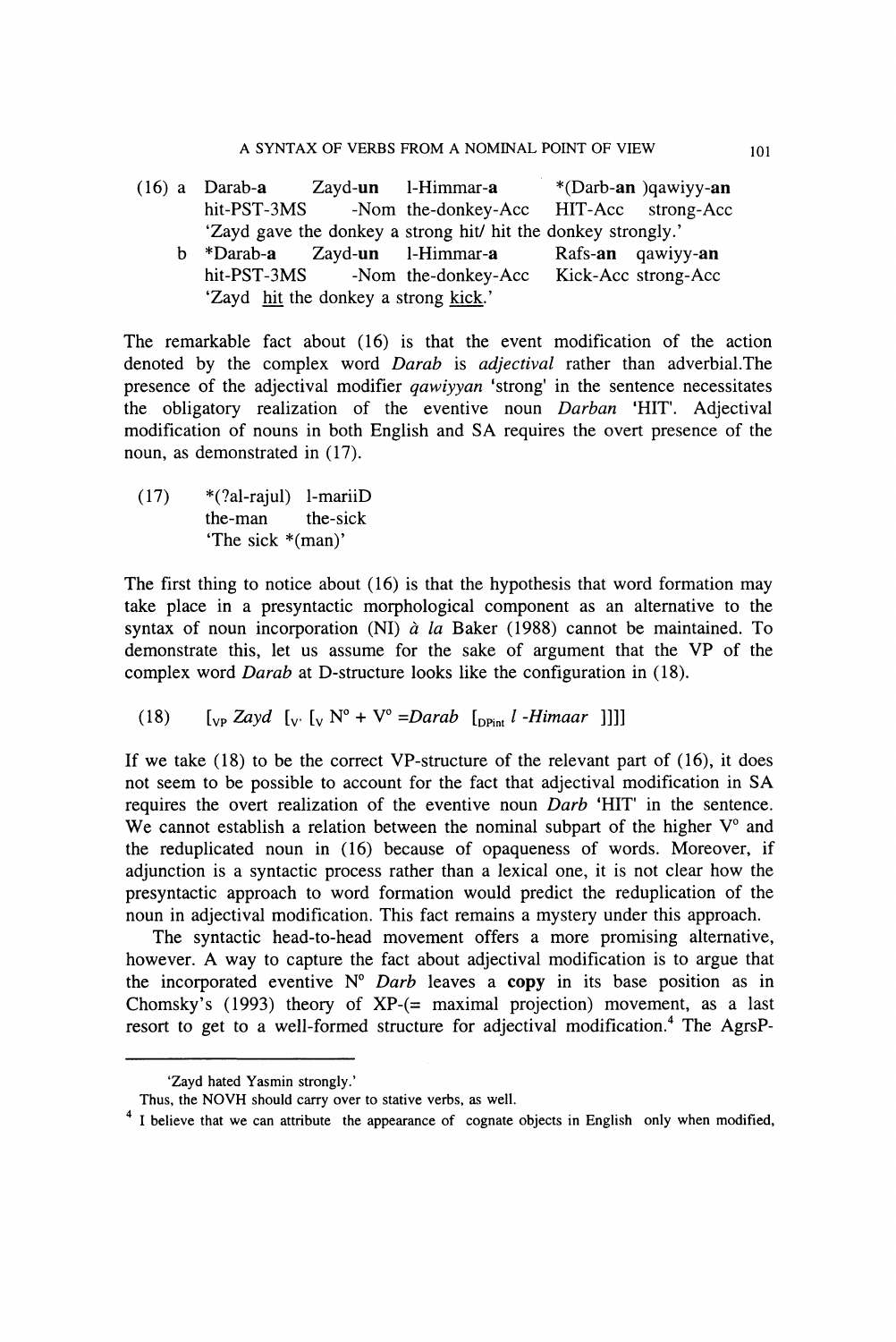(16) a Darab-**a** Zayd-**un** l-Himmar-**a** *(Darb-**an** )qawiyy-**an**
hit-PST-3MS -Nom the-donkey-Acc HIT-Acc strong-Acc
'Zayd gave the donkey a strong hit/ hit the donkey strongly.'

b *Darab-**a** Zayd-**un** l-Himmar-**a** Rafs-**an** qawiyy-**an**
hit-PST-3MS -Nom the-donkey-Acc Kick-Acc strong-Acc
'Zayd hit the donkey a strong kick.'

The remarkable fact about (16) is that the event modification of the action denoted by the complex word *Darab* is *adjectival* rather than adverbial.The presence of the adjectival modifier *qawiyyan* 'strong' in the sentence necessitates the obligatory realization of the eventive noun *Darban* 'HIT'. Adjectival modification of nouns in both English and SA requires the overt presence of the noun, as demonstrated in (17).

(17) *(?al-rajul) l-mariiD
the-man the-sick
'The sick *(man)'

The first thing to notice about (16) is that the hypothesis that word formation may take place in a presyntactic morphological component as an alternative to the syntax of noun incorporation (NI) *à la* Baker (1988) cannot be maintained. To demonstrate this, let us assume for the sake of argument that the VP of the complex word *Darab* at D-structure looks like the configuration in (18).

(18) $[_{VP}$ *Zayd* $[_{V'}$ $[_{V}$ $N^{o}$ + $V^{o}$ =*Darab* $[_{DPint}$ *l -Himaar* $]]]]$

If we take (18) to be the correct VP-structure of the relevant part of (16), it does not seem to be possible to account for the fact that adjectival modification in SA requires the overt realization of the eventive noun *Darb* 'HIT' in the sentence. We cannot establish a relation between the nominal subpart of the higher $V^{o}$ and the reduplicated noun in (16) because of opaqueness of words. Moreover, if adjunction is a syntactic process rather than a lexical one, it is not clear how the presyntactic approach to word formation would predict the reduplication of the noun in adjectival modification. This fact remains a mystery under this approach.

The syntactic head-to-head movement offers a more promising alternative, however. A way to capture the fact about adjectival modification is to argue that the incorporated eventive $N^{o}$ *Darb* leaves a **copy** in its base position as in Chomsky's (1993) theory of XP-(= maximal projection) movement, as a last resort to get to a well-formed structure for adjectival modification.[4] The AgrsP-

---

'Zayd hated Yasmin strongly.'
Thus, the NOVH should carry over to stative verbs, as well.

[4] I believe that we can attribute the appearance of cognate objects in English only when modified,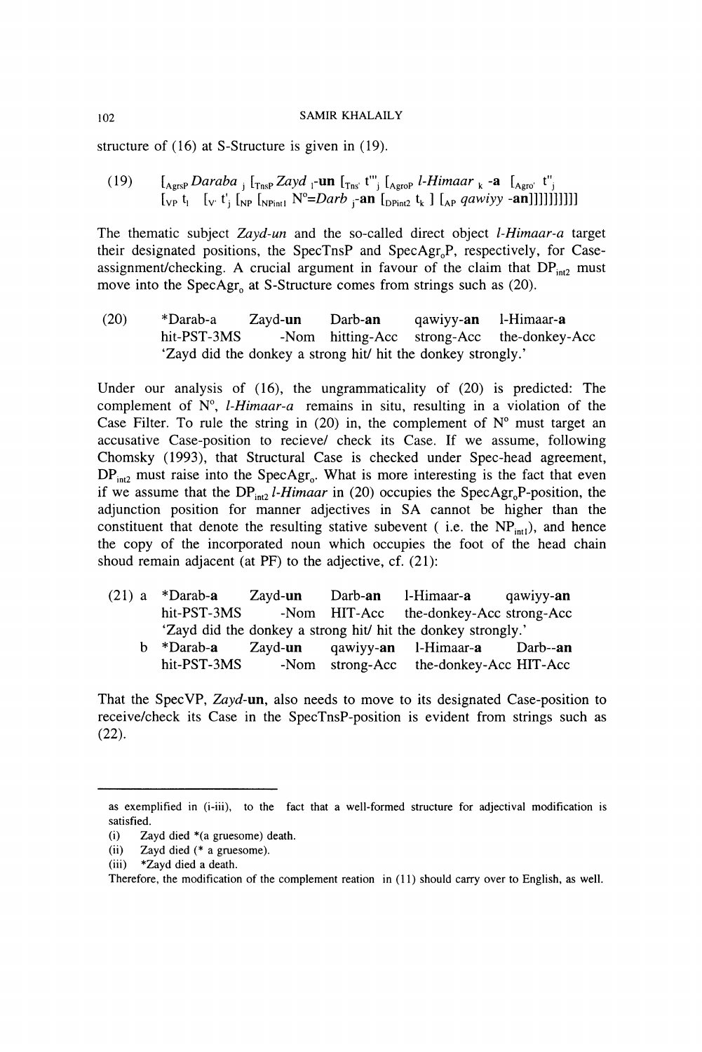structure of (16) at S-Structure is given in (19).

(19) $[_{AgrsP}$ *Daraba* $_j$ $[_{TnsP}$ *Zayd* $_l$-**un** $[_{Tns'}$ $t'''_j$ $[_{AgroP}$ *l-Himaar* $_k$ **-a** $[_{Agro'}$ $t''_j$ $[_{VP}$ $t_l$ $[_{V'}$ $t'_j$ $[_{NP}$ $[_{NPint1}$ $N^o$=*Darb* $_j$-**an** $[_{DPint2}$ $t_k$ ] $[_{AP}$ *qawiyy* **-an**]]]]]]]]]]

The thematic subject *Zayd-un* and the so-called direct object *l-Himaar-a* target their designated positions, the SpecTnsP and SpecAgr$_o$P, respectively, for Case-assignment/checking. A crucial argument in favour of the claim that DP$_{int2}$ must move into the SpecAgr$_o$ at S-Structure comes from strings such as (20).

(20) *Darab-a Zayd-**un** Darb-**an** qawiyy-**an** l-Himaar-**a**
hit-PST-3MS -Nom hitting-Acc strong-Acc the-donkey-Acc
'Zayd did the donkey a strong hit/ hit the donkey strongly.'

Under our analysis of (16), the ungrammaticality of (20) is predicted: The complement of N$^o$, *l-Himaar-a* remains in situ, resulting in a violation of the Case Filter. To rule the string in (20) in, the complement of N$^o$ must target an accusative Case-position to recieve/ check its Case. If we assume, following Chomsky (1993), that Structural Case is checked under Spec-head agreement, DP$_{int2}$ must raise into the SpecAgr$_o$. What is more interesting is the fact that even if we assume that the DP$_{int2}$ *l-Himaar* in (20) occupies the SpecAgr$_o$P-position, the adjunction position for manner adjectives in SA cannot be higher than the constituent that denote the resulting stative subevent ( i.e. the NP$_{int1}$), and hence the copy of the incorporated noun which occupies the foot of the head chain shoud remain adjacent (at PF) to the adjective, cf. (21):

(21) a *Darab-**a** Zayd-**un** Darb-**an** l-Himaar-**a** qawiyy-**an**
hit-PST-3MS -Nom HIT-Acc the-donkey-Acc strong-Acc
'Zayd did the donkey a strong hit/ hit the donkey strongly.'

b *Darab-**a** Zayd-**un** qawiyy-**an** l-Himaar-**a** Darb--**an**
hit-PST-3MS -Nom strong-Acc the-donkey-Acc HIT-Acc

That the SpecVP, *Zayd*-**un**, also needs to move to its designated Case-position to receive/check its Case in the SpecTnsP-position is evident from strings such as (22).

---

as exemplified in (i-iii), to the fact that a well-formed structure for adjectival modification is satisfied.

(i) Zayd died *(a gruesome) death.

(ii) Zayd died (* a gruesome).

(iii) *Zayd died a death.

Therefore, the modification of the complement reation in (11) should carry over to English, as well.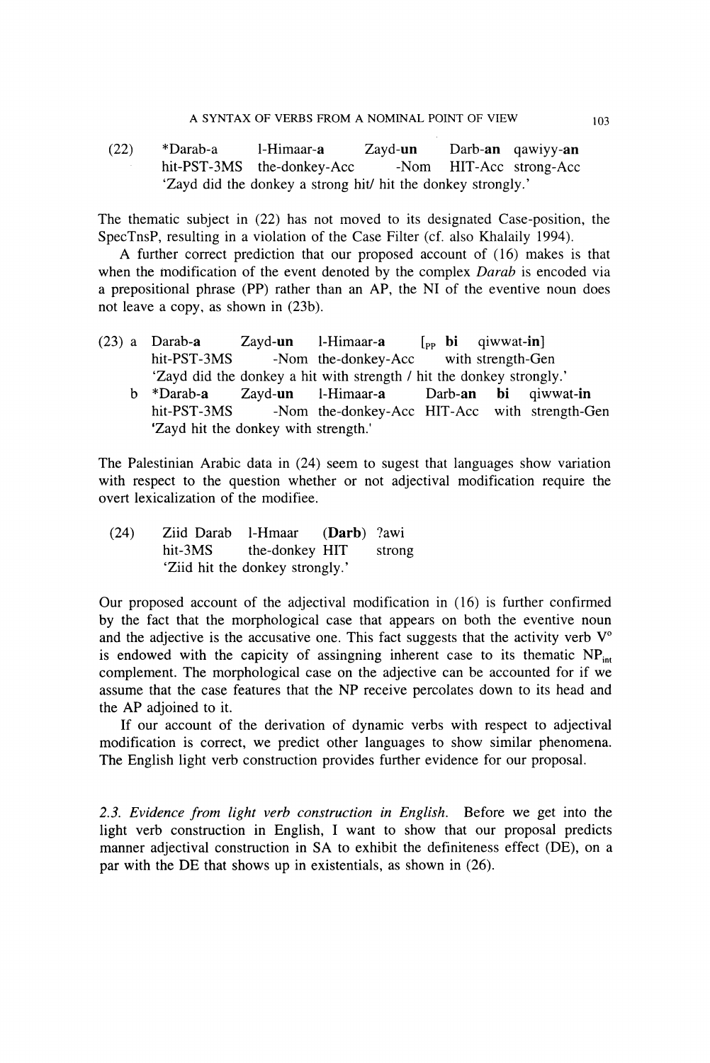(22) *Darab-a l-Himaar-**a** Zayd-**un** Darb-**an** qawiyy-**an**
hit-PST-3MS the-donkey-Acc -Nom HIT-Acc strong-Acc
'Zayd did the donkey a strong hit/ hit the donkey strongly.'

The thematic subject in (22) has not moved to its designated Case-position, the SpecTnsP, resulting in a violation of the Case Filter (cf. also Khalaily 1994).

A further correct prediction that our proposed account of (16) makes is that when the modification of the event denoted by the complex *Darab* is encoded via a prepositional phrase (PP) rather than an AP, the NI of the eventive noun does not leave a copy, as shown in (23b).

(23) a Darab-**a** Zayd-**un** l-Himaar-**a** [$_{PP}$ **bi** qiwwat-**in**]
hit-PST-3MS -Nom the-donkey-Acc with strength-Gen
'Zayd did the donkey a hit with strength / hit the donkey strongly.'

b *Darab-**a** Zayd-**un** l-Himaar-**a** Darb-**an** **bi** qiwwat-**in**
hit-PST-3MS -Nom the-donkey-Acc HIT-Acc with strength-Gen
'Zayd hit the donkey with strength.'

The Palestinian Arabic data in (24) seem to sugest that languages show variation with respect to the question whether or not adjectival modification require the overt lexicalization of the modifiee.

(24) Ziid Darab l-Hmaar (**Darb**) ?awi
hit-3MS the-donkey HIT strong
'Ziid hit the donkey strongly.'

Our proposed account of the adjectival modification in (16) is further confirmed by the fact that the morphological case that appears on both the eventive noun and the adjective is the accusative one. This fact suggests that the activity verb V° is endowed with the capicity of assingning inherent case to its thematic $NP_{int}$ complement. The morphological case on the adjective can be accounted for if we assume that the case features that the NP receive percolates down to its head and the AP adjoined to it.

If our account of the derivation of dynamic verbs with respect to adjectival modification is correct, we predict other languages to show similar phenomena. The English light verb construction provides further evidence for our proposal.

### 2.3. Evidence from light verb construction in English.

Before we get into the light verb construction in English, I want to show that our proposal predicts manner adjectival construction in SA to exhibit the definiteness effect (DE), on a par with the DE that shows up in existentials, as shown in (26).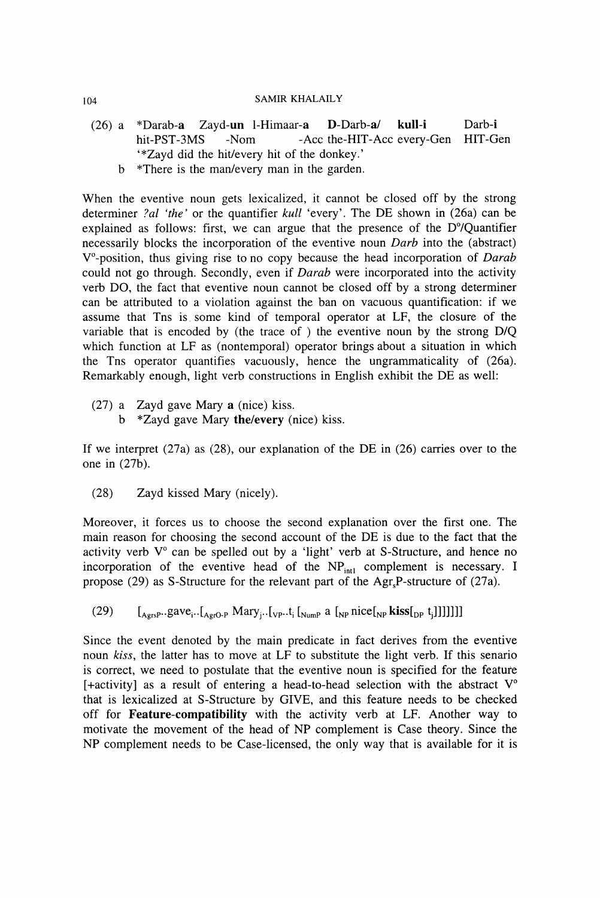(26) a *Darab-**a** Zayd-**un** l-Himaar-**a** **D**-Darb-**a**/ **kull-i** Darb-**i**
hit-PST-3MS -Nom -Acc the-HIT-Acc every-Gen HIT-Gen
'*Zayd did the hit/every hit of the donkey.'

b *There is the man/every man in the garden.

When the eventive noun gets lexicalized, it cannot be closed off by the strong determiner *?al 'the'* or the quantifier *kull* 'every'. The DE shown in (26a) can be explained as follows: first, we can argue that the presence of the D°/Quantifier necessarily blocks the incorporation of the eventive noun *Darb* into the (abstract) V°-position, thus giving rise to no copy because the head incorporation of *Darab* could not go through. Secondly, even if *Darab* were incorporated into the activity verb DO, the fact that eventive noun cannot be closed off by a strong determiner can be attributed to a violation against the ban on vacuous quantification: if we assume that Tns is some kind of temporal operator at LF, the closure of the variable that is encoded by (the trace of ) the eventive noun by the strong D/Q which function at LF as (nontemporal) operator brings about a situation in which the Tns operator quantifies vacuously, hence the ungrammaticality of (26a). Remarkably enough, light verb constructions in English exhibit the DE as well:

(27) a Zayd gave Mary **a** (nice) kiss.

b *Zayd gave Mary **the/every** (nice) kiss.

If we interpret (27a) as (28), our explanation of the DE in (26) carries over to the one in (27b).

(28) Zayd kissed Mary (nicely).

Moreover, it forces us to choose the second explanation over the first one. The main reason for choosing the second account of the DE is due to the fact that the activity verb V° can be spelled out by a 'light' verb at S-Structure, and hence no incorporation of the eventive head of the $NP_{intl}$ complement is necessary. I propose (29) as S-Structure for the relevant part of the $Agr_sP$-structure of (27a).

(29) $[_{AgrsP}$..gave$_i$..$[_{AgrO\text{-}P}$ Mary$_j$..$[_{VP}$..t$_i$ $[_{NumP}$ a $[_{NP}$ nice$[_{NP}$ **kiss**$[_{DP}$ t$_j$]]]]]]]

Since the event denoted by the main predicate in fact derives from the eventive noun *kiss*, the latter has to move at LF to substitute the light verb. If this senario is correct, we need to postulate that the eventive noun is specified for the feature [+activity] as a result of entering a head-to-head selection with the abstract V° that is lexicalized at S-Structure by GIVE, and this feature needs to be checked off for **Feature-compatibility** with the activity verb at LF. Another way to motivate the movement of the head of NP complement is Case theory. Since the NP complement needs to be Case-licensed, the only way that is available for it is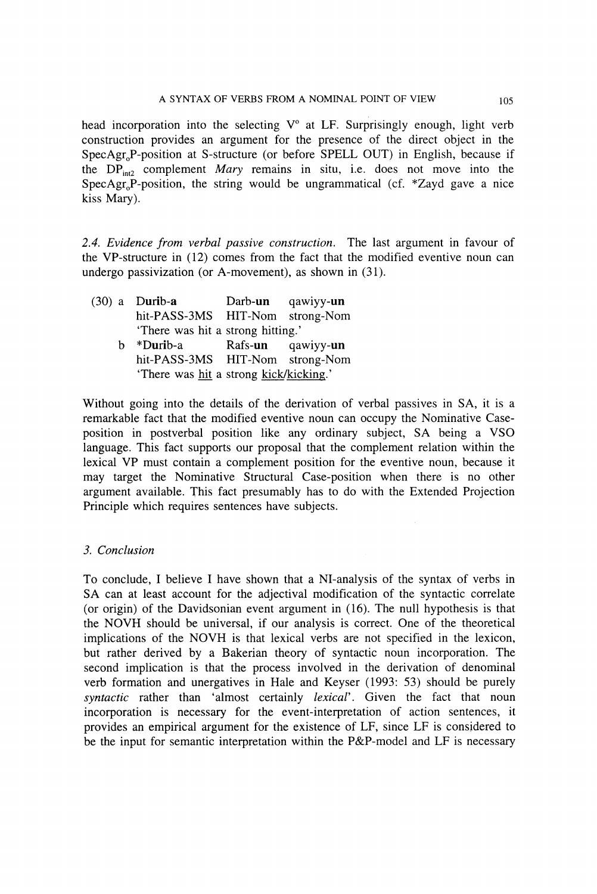head incorporation into the selecting V° at LF. Surprisingly enough, light verb construction provides an argument for the presence of the direct object in the $\text{SpecAgr}_o\text{P}$-position at S-structure (or before SPELL OUT) in English, because if the $\text{DP}_{int2}$ complement *Mary* remains in situ, i.e. does not move into the $\text{SpecAgr}_o\text{P}$-position, the string would be ungrammatical (cf. *Zayd gave a nice kiss Mary).

*2.4. Evidence from verbal passive construction.* The last argument in favour of the VP-structure in (12) comes from the fact that the modified eventive noun can undergo passivization (or A-movement), as shown in (31).

(30) a **Durib-a** Darb-**un** qawiyy-**un**
hit-PASS-3MS HIT-Nom strong-Nom
'There was hit a strong hitting.'

b *Durib-a Rafs-**un** qawiyy-**un**
hit-PASS-3MS HIT-Nom strong-Nom
'There was hit a strong kick/kicking.'

Without going into the details of the derivation of verbal passives in SA, it is a remarkable fact that the modified eventive noun can occupy the Nominative Case-position in postverbal position like any ordinary subject, SA being a VSO language. This fact supports our proposal that the complement relation within the lexical VP must contain a complement position for the eventive noun, because it may target the Nominative Structural Case-position when there is no other argument available. This fact presumably has to do with the Extended Projection Principle which requires sentences have subjects.

### *3. Conclusion*

To conclude, I believe I have shown that a NI-analysis of the syntax of verbs in SA can at least account for the adjectival modification of the syntactic correlate (or origin) of the Davidsonian event argument in (16). The null hypothesis is that the NOVH should be universal, if our analysis is correct. One of the theoretical implications of the NOVH is that lexical verbs are not specified in the lexicon, but rather derived by a Bakerian theory of syntactic noun incorporation. The second implication is that the process involved in the derivation of denominal verb formation and unergatives in Hale and Keyser (1993: 53) should be purely *syntactic* rather than 'almost certainly *lexical*'. Given the fact that noun incorporation is necessary for the event-interpretation of action sentences, it provides an empirical argument for the existence of LF, since LF is considered to be the input for semantic interpretation within the P&P-model and LF is necessary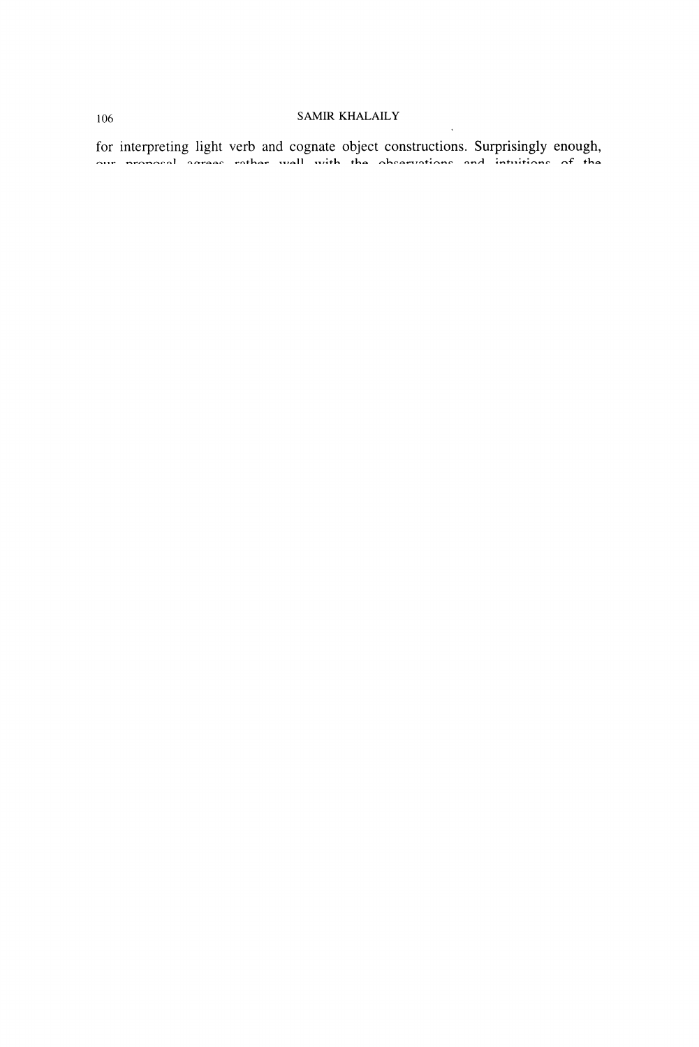for interpreting light verb and cognate object constructions. Surprisingly enough, our proposal agrees rather well with the observations and intuitions of the